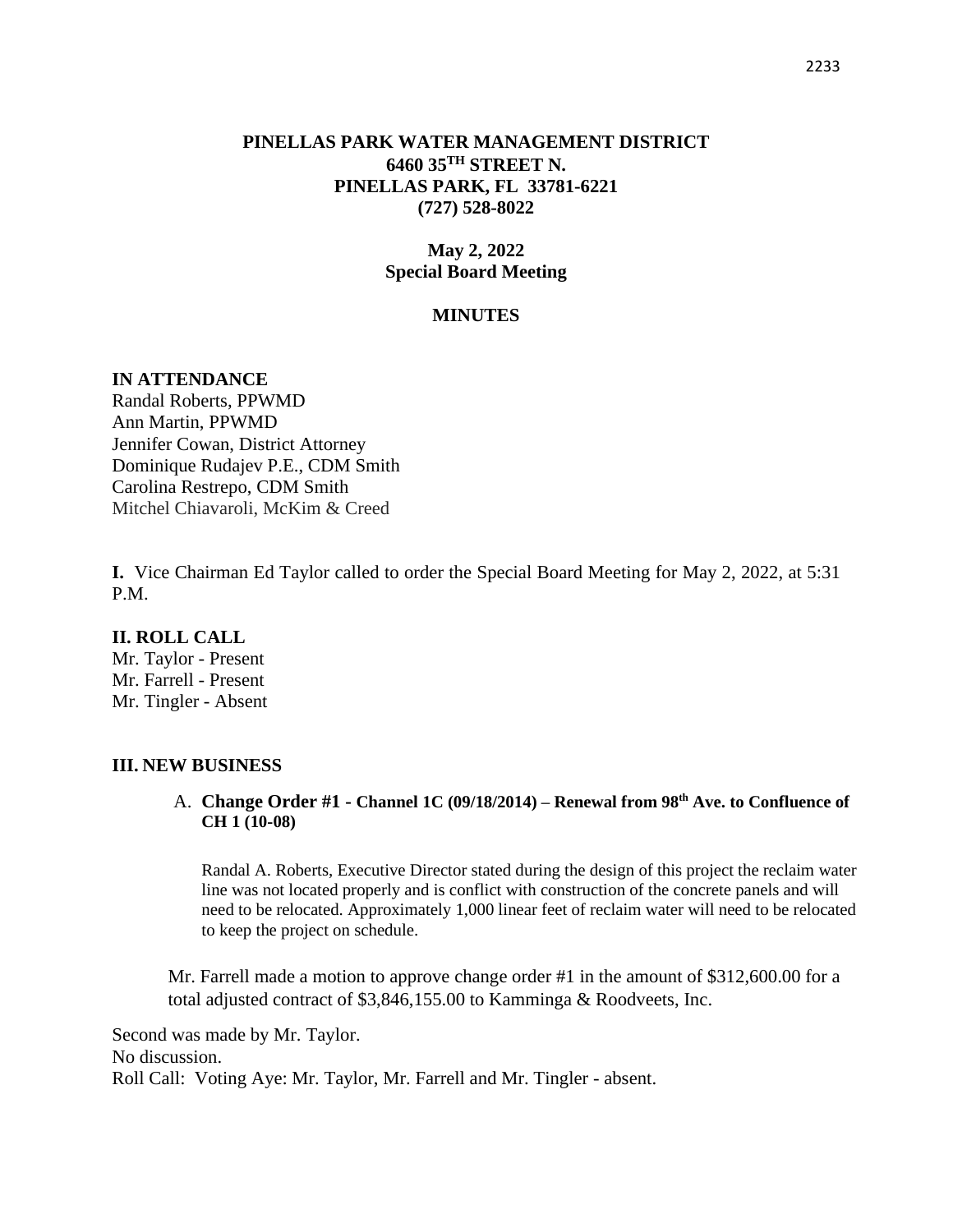# PINELLAS PARK WATER MANAGEMENT DISTRICT
## 6460 35TH STREET N.
## PINELLAS PARK, FL 33781-6221
## (727) 528-8022

### May 2, 2022
### Special Board Meeting

### MINUTES

**IN ATTENDANCE**
Randal Roberts, PPWMD
Ann Martin, PPWMD
Jennifer Cowan, District Attorney
Dominique Rudajev P.E., CDM Smith
Carolina Restrepo, CDM Smith
Mitchel Chiavaroli, McKim & Creed

**I.** Vice Chairman Ed Taylor called to order the Special Board Meeting for May 2, 2022, at 5:31 P.M.

**II. ROLL CALL**
Mr. Taylor - Present
Mr. Farrell - Present
Mr. Tingler - Absent

**III. NEW BUSINESS**

A. **Change Order #1 - Channel 1C (09/18/2014) – Renewal from 98th Ave. to Confluence of CH 1 (10-08)**

Randal A. Roberts, Executive Director stated during the design of this project the reclaim water line was not located properly and is conflict with construction of the concrete panels and will need to be relocated. Approximately 1,000 linear feet of reclaim water will need to be relocated to keep the project on schedule.

Mr. Farrell made a motion to approve change order #1 in the amount of $312,600.00 for a total adjusted contract of $3,846,155.00 to Kamminga & Roodveets, Inc.

Second was made by Mr. Taylor.
No discussion.
Roll Call: Voting Aye: Mr. Taylor, Mr. Farrell and Mr. Tingler - absent.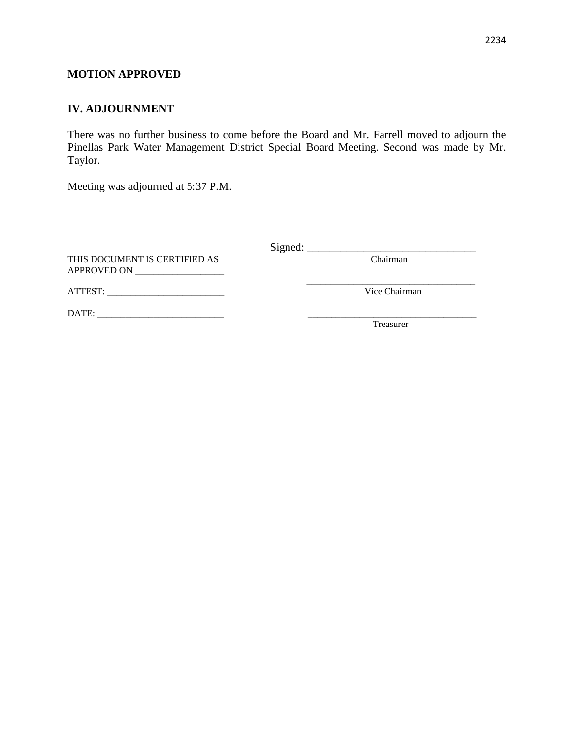**MOTION APPROVED**

## IV. ADJOURNMENT

There was no further business to come before the Board and Mr. Farrell moved to adjourn the Pinellas Park Water Management District Special Board Meeting. Second was made by Mr. Taylor.

Meeting was adjourned at 5:37 P.M.

Signed: _______________________________
Chairman

THIS DOCUMENT IS CERTIFIED AS APPROVED ON ___________________

_________________________________
Vice Chairman

ATTEST: _________________________

DATE: ___________________________

_________________________________
Treasurer